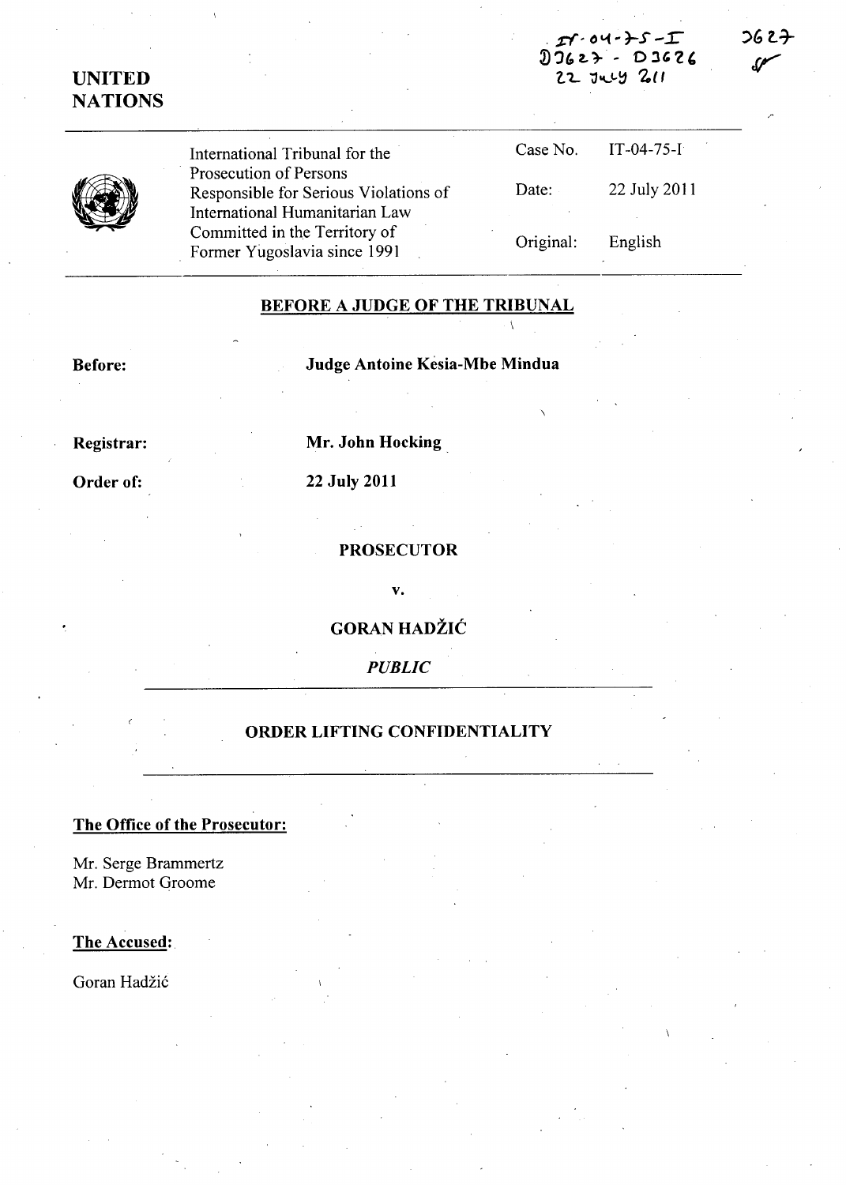IT-04-75-I
D3627 - D3626
22 July 2011

3627

# UNITED NATIONS

| International Tribunal for the Prosecution of Persons Responsible for Serious Violations of International Humanitarian Law Committed in the Territory of Former Yugoslavia since 1991 | Case No. | IT-04-75-I |
|---|---|---|
| | Date: | 22 July 2011 |
| | Original: | English |

## BEFORE A JUDGE OF THE TRIBUNAL

**Before:** **Judge Antoine Kesia-Mbe Mindua**

**Registrar:** **Mr. John Hocking**

**Order of:** **22 July 2011**

**PROSECUTOR**

**v.**

**GORAN HADŽIĆ**

***PUBLIC***

## ORDER LIFTING CONFIDENTIALITY

**The Office of the Prosecutor:**

Mr. Serge Brammertz
Mr. Dermot Groome

**The Accused:**

Goran Hadžić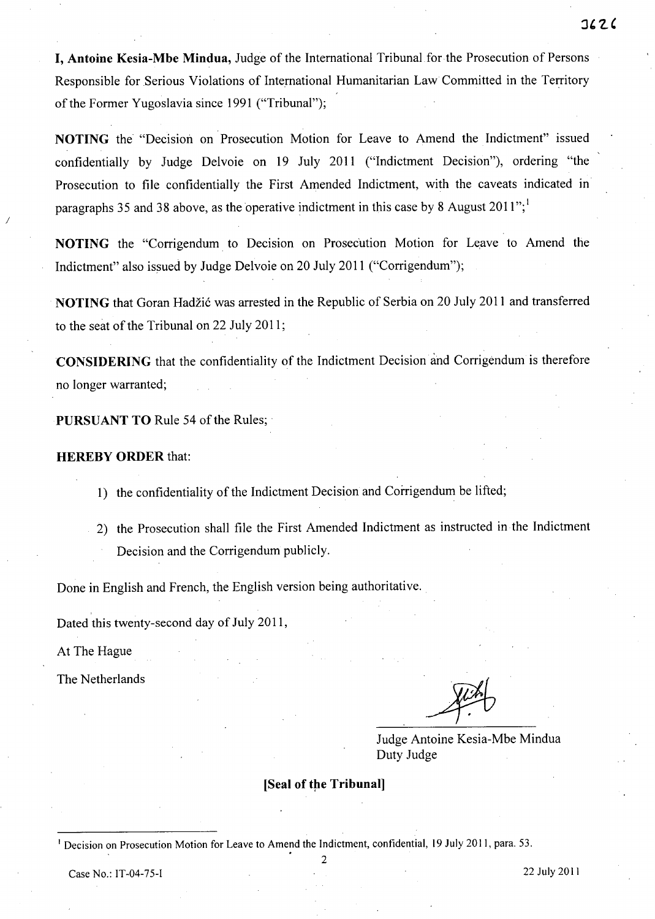**I, Antoine Kesia-Mbe Mindua,** Judge of the International Tribunal for the Prosecution of Persons Responsible for Serious Violations of International Humanitarian Law Committed in the Territory of the Former Yugoslavia since 1991 ("Tribunal");

**NOTING** the "Decision on Prosecution Motion for Leave to Amend the Indictment" issued confidentially by Judge Delvoie on 19 July 2011 ("Indictment Decision"), ordering "the Prosecution to file confidentially the First Amended Indictment, with the caveats indicated in paragraphs 35 and 38 above, as the operative indictment in this case by 8 August 2011";[1]

**NOTING** the "Corrigendum to Decision on Prosecution Motion for Leave to Amend the Indictment" also issued by Judge Delvoie on 20 July 2011 ("Corrigendum");

**NOTING** that Goran Hadžić was arrested in the Republic of Serbia on 20 July 2011 and transferred to the seat of the Tribunal on 22 July 2011;

**CONSIDERING** that the confidentiality of the Indictment Decision and Corrigendum is therefore no longer warranted;

**PURSUANT TO** Rule 54 of the Rules;

**HEREBY ORDER** that:

1) the confidentiality of the Indictment Decision and Corrigendum be lifted;
2) the Prosecution shall file the First Amended Indictment as instructed in the Indictment Decision and the Corrigendum publicly.

Done in English and French, the English version being authoritative.

Dated this twenty-second day of July 2011,

At The Hague

The Netherlands

Judge Antoine Kesia-Mbe Mindua
Duty Judge

**[Seal of the Tribunal]**

---

[1] Decision on Prosecution Motion for Leave to Amend the Indictment, confidential, 19 July 2011, para. 53.